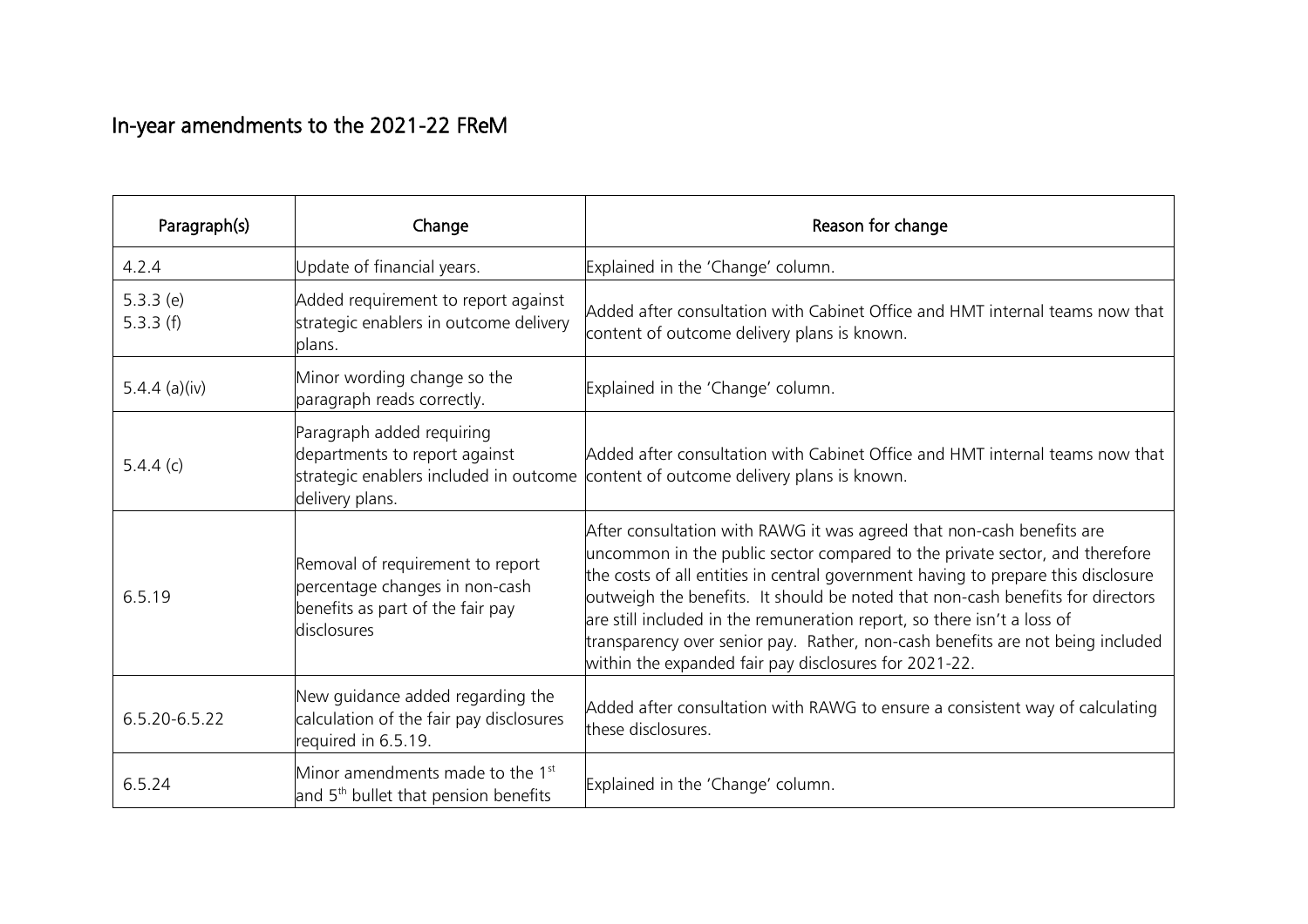# In-year amendments to the 2021-22 FReM

| Paragraph(s) | Change | Reason for change |
|---|---|---|
| 4.2.4 | Update of financial years. | Explained in the 'Change' column. |
| 5.3.3 (e)<br>5.3.3 (f) | Added requirement to report against strategic enablers in outcome delivery plans. | Added after consultation with Cabinet Office and HMT internal teams now that content of outcome delivery plans is known. |
| 5.4.4 (a)(iv) | Minor wording change so the paragraph reads correctly. | Explained in the 'Change' column. |
| 5.4.4 (c) | Paragraph added requiring departments to report against strategic enablers included in outcome delivery plans. | Added after consultation with Cabinet Office and HMT internal teams now that content of outcome delivery plans is known. |
| 6.5.19 | Removal of requirement to report percentage changes in non-cash benefits as part of the fair pay disclosures | After consultation with RAWG it was agreed that non-cash benefits are uncommon in the public sector compared to the private sector, and therefore the costs of all entities in central government having to prepare this disclosure outweigh the benefits. It should be noted that non-cash benefits for directors are still included in the remuneration report, so there isn't a loss of transparency over senior pay. Rather, non-cash benefits are not being included within the expanded fair pay disclosures for 2021-22. |
| 6.5.20-6.5.22 | New guidance added regarding the calculation of the fair pay disclosures required in 6.5.19. | Added after consultation with RAWG to ensure a consistent way of calculating these disclosures. |
| 6.5.24 | Minor amendments made to the 1st and 5th bullet that pension benefits | Explained in the 'Change' column. |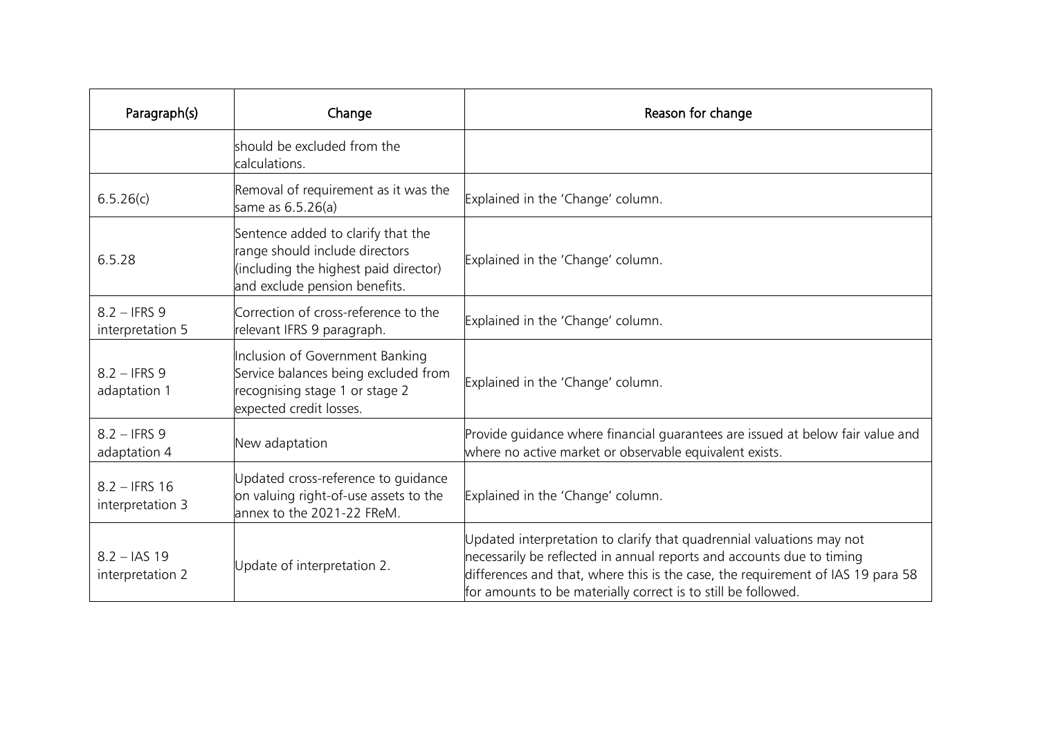| Paragraph(s) | Change | Reason for change |
| --- | --- | --- |
| | should be excluded from the calculations. | |
| 6.5.26(c) | Removal of requirement as it was the same as 6.5.26(a) | Explained in the 'Change' column. |
| 6.5.28 | Sentence added to clarify that the range should include directors (including the highest paid director) and exclude pension benefits. | Explained in the 'Change' column. |
| 8.2 – IFRS 9 interpretation 5 | Correction of cross-reference to the relevant IFRS 9 paragraph. | Explained in the 'Change' column. |
| 8.2 – IFRS 9 adaptation 1 | Inclusion of Government Banking Service balances being excluded from recognising stage 1 or stage 2 expected credit losses. | Explained in the 'Change' column. |
| 8.2 – IFRS 9 adaptation 4 | New adaptation | Provide guidance where financial guarantees are issued at below fair value and where no active market or observable equivalent exists. |
| 8.2 – IFRS 16 interpretation 3 | Updated cross-reference to guidance on valuing right-of-use assets to the annex to the 2021-22 FReM. | Explained in the 'Change' column. |
| 8.2 – IAS 19 interpretation 2 | Update of interpretation 2. | Updated interpretation to clarify that quadrennial valuations may not necessarily be reflected in annual reports and accounts due to timing differences and that, where this is the case, the requirement of IAS 19 para 58 for amounts to be materially correct is to still be followed. |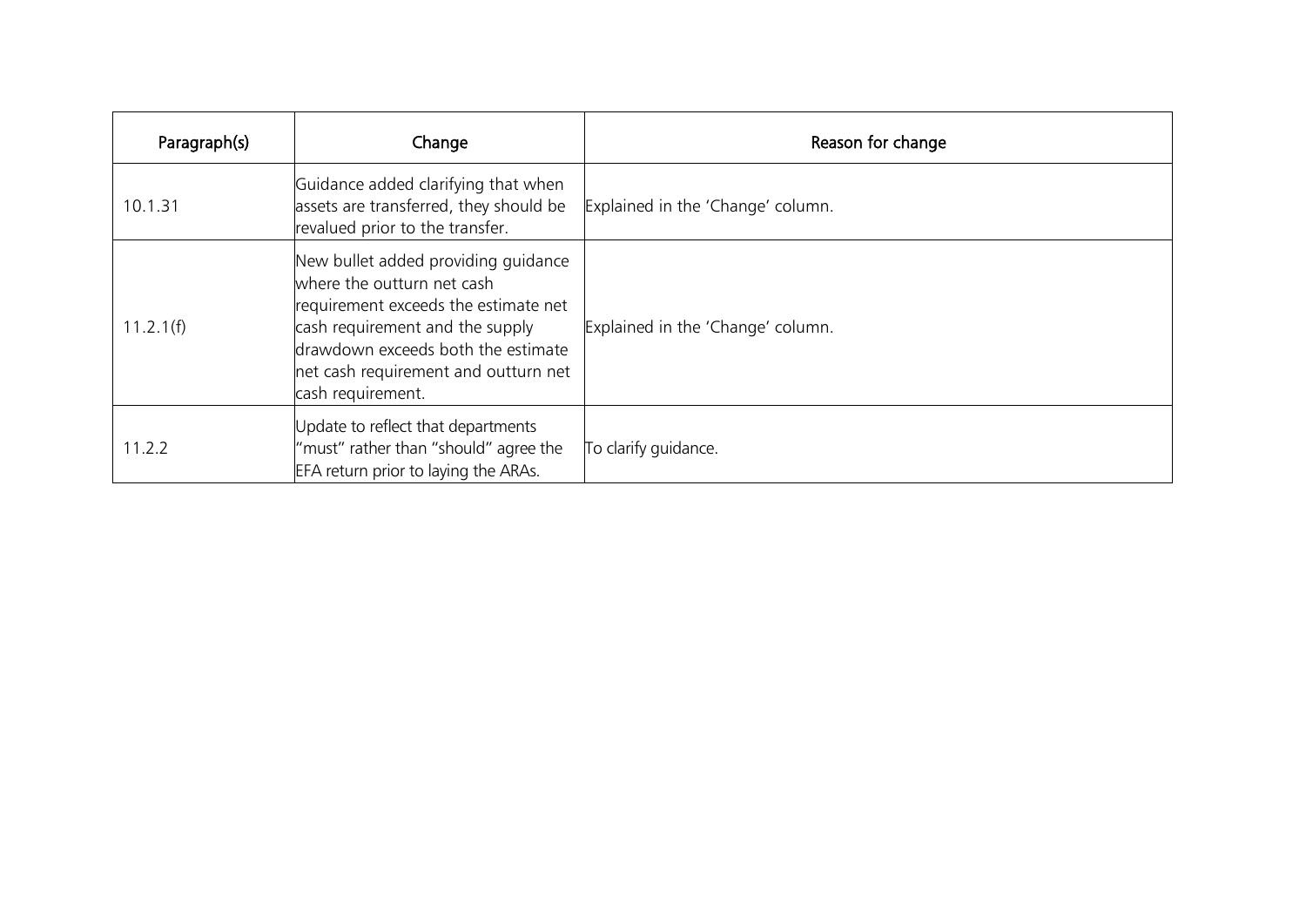| Paragraph(s) | Change | Reason for change |
| --- | --- | --- |
| 10.1.31 | Guidance added clarifying that when assets are transferred, they should be revalued prior to the transfer. | Explained in the 'Change' column. |
| 11.2.1(f) | New bullet added providing guidance where the outturn net cash requirement exceeds the estimate net cash requirement and the supply drawdown exceeds both the estimate net cash requirement and outturn net cash requirement. | Explained in the 'Change' column. |
| 11.2.2 | Update to reflect that departments "must" rather than "should" agree the EFA return prior to laying the ARAs. | To clarify guidance. |